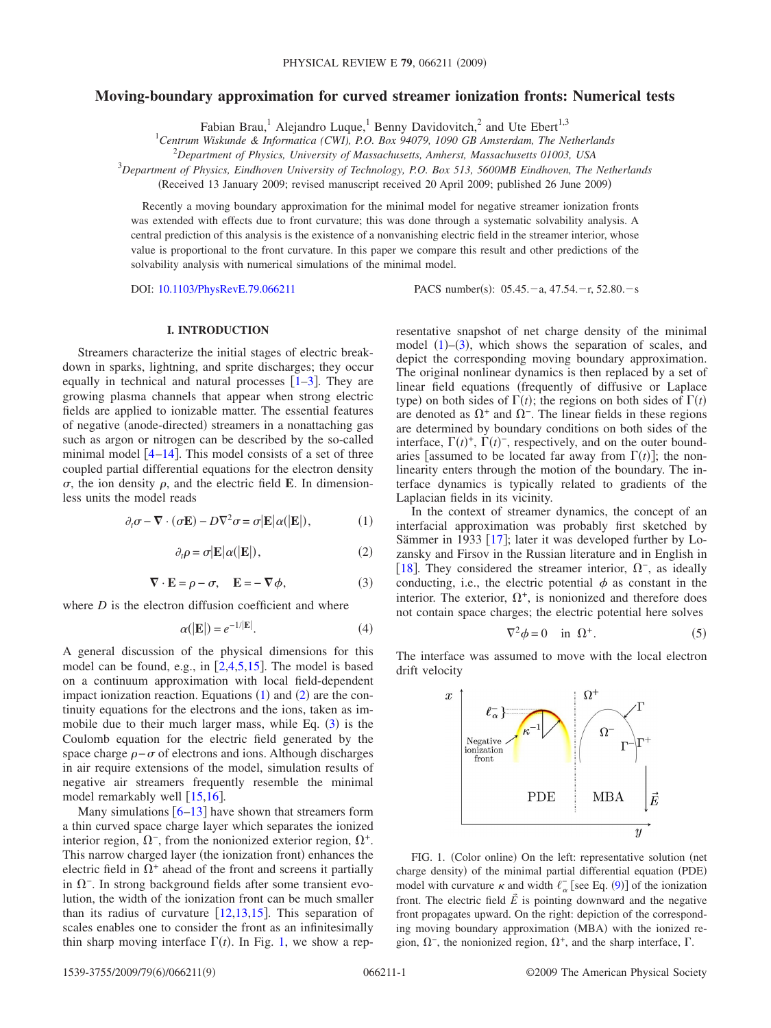# Moving-boundary approximation for curved streamer ionization fronts: Numerical tests

Fabian Brau,[1] Alejandro Luque,[1] Benny Davidovitch,[2] and Ute Ebert[1,3]

[1]Centrum Wiskunde & Informatica (CWI), P.O. Box 94079, 1090 GB Amsterdam, The Netherlands
[2]Department of Physics, University of Massachusetts, Amherst, Massachusetts 01003, USA
[3]Department of Physics, Eindhoven University of Technology, P.O. Box 513, 5600MB Eindhoven, The Netherlands

(Received 13 January 2009; revised manuscript received 20 April 2009; published 26 June 2009)

Recently a moving boundary approximation for the minimal model for negative streamer ionization fronts was extended with effects due to front curvature; this was done through a systematic solvability analysis. A central prediction of this analysis is the existence of a nonvanishing electric field in the streamer interior, whose value is proportional to the front curvature. In this paper we compare this result and other predictions of the solvability analysis with numerical simulations of the minimal model.

DOI: 10.1103/PhysRevE.79.066211 PACS number(s): 05.45.−a, 47.54.−r, 52.80.−s

## I. INTRODUCTION

Streamers characterize the initial stages of electric breakdown in sparks, lightning, and sprite discharges; they occur equally in technical and natural processes [1–3]. They are growing plasma channels that appear when strong electric fields are applied to ionizable matter. The essential features of negative (anode-directed) streamers in a nonattaching gas such as argon or nitrogen can be described by the so-called minimal model [4–14]. This model consists of a set of three coupled partial differential equations for the electron density $\sigma$, the ion density $\rho$, and the electric field $\mathbf{E}$. In dimensionless units the model reads

$$\partial_t \sigma - \nabla \cdot (\sigma \mathbf{E}) - D \nabla^2 \sigma = \sigma |\mathbf{E}| \alpha(|\mathbf{E}|), \tag{1}$$

$$\partial_t \rho = \sigma |\mathbf{E}| \alpha(|\mathbf{E}|), \tag{2}$$

$$\nabla \cdot \mathbf{E} = \rho - \sigma, \quad \mathbf{E} = -\nabla \phi, \tag{3}$$

where $D$ is the electron diffusion coefficient and where

$$\alpha(|\mathbf{E}|) = e^{-1/|\mathbf{E}|}. \tag{4}$$

A general discussion of the physical dimensions for this model can be found, e.g., in [2,4,5,15]. The model is based on a continuum approximation with local field-dependent impact ionization reaction. Equations (1) and (2) are the continuity equations for the electrons and the ions, taken as immobile due to their much larger mass, while Eq. (3) is the Coulomb equation for the electric field generated by the space charge $\rho - \sigma$ of electrons and ions. Although discharges in air require extensions of the model, simulation results of negative air streamers frequently resemble the minimal model remarkably well [15,16].

Many simulations [6–13] have shown that streamers form a thin curved space charge layer which separates the ionized interior region, $\Omega^-$, from the nonionized exterior region, $\Omega^+$. This narrow charged layer (the ionization front) enhances the electric field in $\Omega^+$ ahead of the front and screens it partially in $\Omega^-$. In strong background fields after some transient evolution, the width of the ionization front can be much smaller than its radius of curvature [12,13,15]. This separation of scales enables one to consider the front as an infinitesimally thin sharp moving interface $\Gamma(t)$. In Fig. 1, we show a representative snapshot of net charge density of the minimal model (1)–(3), which shows the separation of scales, and depict the corresponding moving boundary approximation. The original nonlinear dynamics is then replaced by a set of linear field equations (frequently of diffusive or Laplace type) on both sides of $\Gamma(t)$; the regions on both sides of $\Gamma(t)$ are denoted as $\Omega^+$ and $\Omega^-$. The linear fields in these regions are determined by boundary conditions on both sides of the interface, $\Gamma(t)^+$, $\Gamma(t)^-$, respectively, and on the outer boundaries [assumed to be located far away from $\Gamma(t)$]; the nonlinearity enters through the motion of the boundary. The interface dynamics is typically related to gradients of the Laplacian fields in its vicinity.

In the context of streamer dynamics, the concept of an interfacial approximation was probably first sketched by Sämmer in 1933 [17]; later it was developed further by Lozansky and Firsov in the Russian literature and in English in [18]. They considered the streamer interior, $\Omega^-$, as ideally conducting, i.e., the electric potential $\phi$ as constant in the interior. The exterior, $\Omega^+$, is nonionized and therefore does not contain space charges; the electric potential here solves

$$\nabla^2 \phi = 0 \quad \text{in } \Omega^+. \tag{5}$$

The interface was assumed to move with the local electron drift velocity

FIG. 1. (Color online) On the left: representative solution (net charge density) of the minimal partial differential equation (PDE) model with curvature $\kappa$ and width $\ell_\alpha^-$ [see Eq. (9)] of the ionization front. The electric field $\vec{E}$ is pointing downward and the negative front propagates upward. On the right: depiction of the corresponding moving boundary approximation (MBA) with the ionized region, $\Omega^-$, the nonionized region, $\Omega^+$, and the sharp interface, $\Gamma$.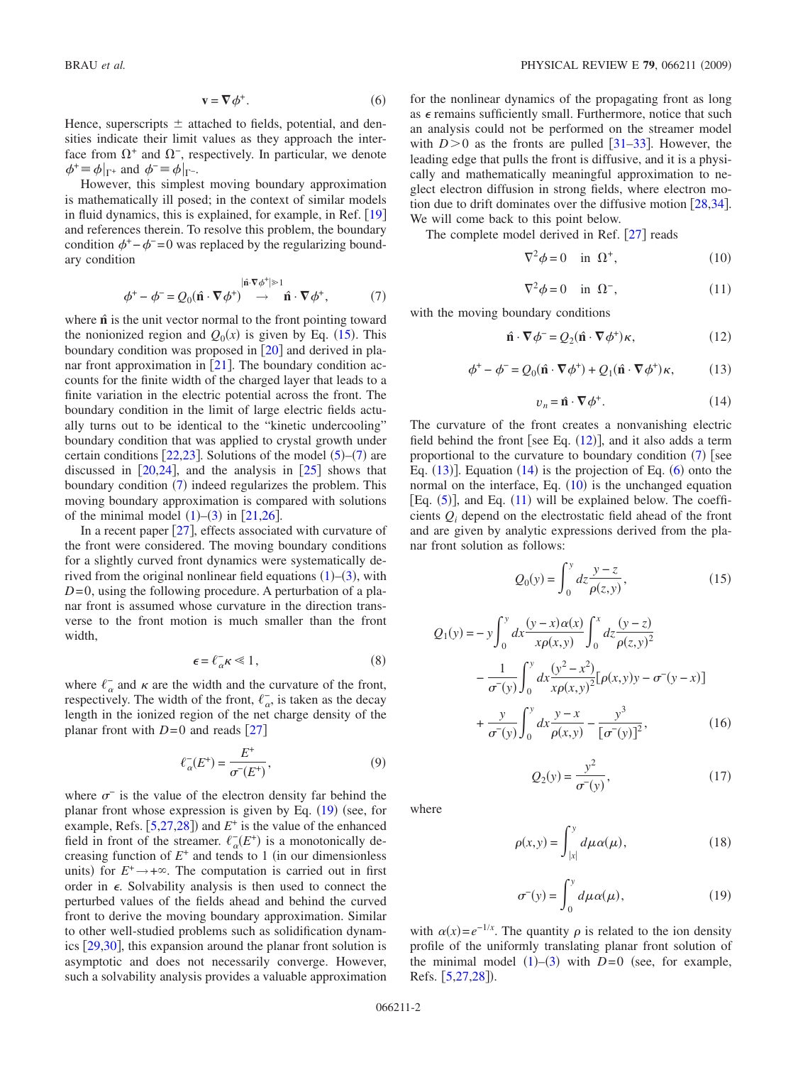$$\mathbf{v} = \nabla \phi^{+}. \tag{6}$$

Hence, superscripts $\pm$ attached to fields, potential, and densities indicate their limit values as they approach the interface from $\Omega^+$ and $\Omega^-$, respectively. In particular, we denote $\phi^+ \equiv \phi|_{\Gamma^+}$ and $\phi^- \equiv \phi|_{\Gamma^-}$.

However, this simplest moving boundary approximation is mathematically ill posed; in the context of similar models in fluid dynamics, this is explained, for example, in Ref. [19] and references therein. To resolve this problem, the boundary condition $\phi^+ - \phi^- = 0$ was replaced by the regularizing boundary condition

$$\phi^+ - \phi^- = Q_0(\hat{\mathbf{n}} \cdot \nabla \phi^+) \overset{|\hat{\mathbf{n}} \cdot \nabla \phi^+| \gg 1}{\longrightarrow} \hat{\mathbf{n}} \cdot \nabla \phi^+, \tag{7}$$

where $\hat{\mathbf{n}}$ is the unit vector normal to the front pointing toward the nonionized region and $Q_0(x)$ is given by Eq. (15). This boundary condition was proposed in [20] and derived in planar front approximation in [21]. The boundary condition accounts for the finite width of the charged layer that leads to a finite variation in the electric potential across the front. The boundary condition in the limit of large electric fields actually turns out to be identical to the "kinetic undercooling" boundary condition that was applied to crystal growth under certain conditions [22,23]. Solutions of the model (5)–(7) are discussed in [20,24], and the analysis in [25] shows that boundary condition (7) indeed regularizes the problem. This moving boundary approximation is compared with solutions of the minimal model (1)–(3) in [21,26].

In a recent paper [27], effects associated with curvature of the front were considered. The moving boundary conditions for a slightly curved front dynamics were systematically derived from the original nonlinear field equations (1)–(3), with $D=0$, using the following procedure. A perturbation of a planar front is assumed whose curvature in the direction transverse to the front motion is much smaller than the front width,

$$\epsilon = \ell_\alpha^- \kappa \ll 1, \tag{8}$$

where $\ell_\alpha^-$ and $\kappa$ are the width and the curvature of the front, respectively. The width of the front, $\ell_\alpha^-$, is taken as the decay length in the ionized region of the net charge density of the planar front with $D=0$ and reads [27]

$$\ell_\alpha^-(E^+) = \frac{E^+}{\sigma^-(E^+)}, \tag{9}$$

where $\sigma^-$ is the value of the electron density far behind the planar front whose expression is given by Eq. (19) (see, for example, Refs. [5,27,28]) and $E^+$ is the value of the enhanced field in front of the streamer. $\ell_\alpha^-(E^+)$ is a monotonically decreasing function of $E^+$ and tends to 1 (in our dimensionless units) for $E^+ \to +\infty$. The computation is carried out in first order in $\epsilon$. Solvability analysis is then used to connect the perturbed values of the fields ahead and behind the curved front to derive the moving boundary approximation. Similar to other well-studied problems such as solidification dynamics [29,30], this expansion around the planar front solution is asymptotic and does not necessarily converge. However, such a solvability analysis provides a valuable approximation for the nonlinear dynamics of the propagating front as long as $\epsilon$ remains sufficiently small. Furthermore, notice that such an analysis could not be performed on the streamer model with $D>0$ as the fronts are pulled [31–33]. However, the leading edge that pulls the front is diffusive, and it is a physically and mathematically meaningful approximation to neglect electron diffusion in strong fields, where electron motion due to drift dominates over the diffusive motion [28,34]. We will come back to this point below.

The complete model derived in Ref. [27] reads

$$\nabla^2 \phi = 0 \quad \text{in } \Omega^+, \tag{10}$$

$$\nabla^2 \phi = 0 \quad \text{in } \Omega^-, \tag{11}$$

with the moving boundary conditions

$$\hat{\mathbf{n}} \cdot \nabla \phi^- = Q_2(\hat{\mathbf{n}} \cdot \nabla \phi^+)\kappa, \tag{12}$$

$$\phi^+ - \phi^- = Q_0(\hat{\mathbf{n}} \cdot \nabla \phi^+) + Q_1(\hat{\mathbf{n}} \cdot \nabla \phi^+)\kappa, \tag{13}$$

$$v_n = \hat{\mathbf{n}} \cdot \nabla \phi^+. \tag{14}$$

The curvature of the front creates a nonvanishing electric field behind the front [see Eq. (12)], and it also adds a term proportional to the curvature to boundary condition (7) [see Eq. (13)]. Equation (14) is the projection of Eq. (6) onto the normal on the interface, Eq. (10) is the unchanged equation [Eq. (5)], and Eq. (11) will be explained below. The coefficients $Q_i$ depend on the electrostatic field ahead of the front and are given by analytic expressions derived from the planar front solution as follows:

$$Q_0(y) = \int_0^y dz \frac{y-z}{\rho(z,y)}, \tag{15}$$

$$\begin{aligned} Q_1(y) = &- y\int_0^y dx \frac{(y-x)\alpha(x)}{x\rho(x,y)} \int_0^x dz \frac{(y-z)}{\rho(z,y)^2} \\ &- \frac{1}{\sigma^-(y)}\int_0^y dx \frac{(y^2-x^2)}{x\rho(x,y)^2}[\rho(x,y)y - \sigma^-(y-x)] \\ &+ \frac{y}{\sigma^-(y)}\int_0^y dx \frac{y-x}{\rho(x,y)} - \frac{y^3}{[\sigma^-(y)]^2}, \end{aligned} \tag{16}$$

$$Q_2(y) = \frac{y^2}{\sigma^-(y)}, \tag{17}$$

where

$$\rho(x,y) = \int_{|x|}^y d\mu\, \alpha(\mu), \tag{18}$$

$$\sigma^-(y) = \int_0^y d\mu\, \alpha(\mu), \tag{19}$$

with $\alpha(x) = e^{-1/x}$. The quantity $\rho$ is related to the ion density profile of the uniformly translating planar front solution of the minimal model (1)–(3) with $D=0$ (see, for example, Refs. [5,27,28]).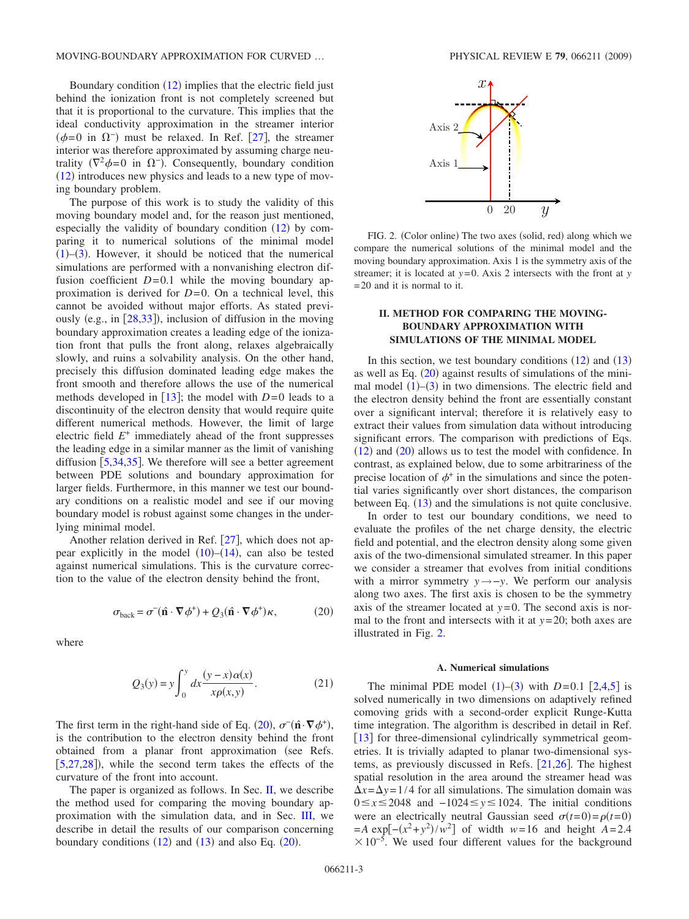Boundary condition (12) implies that the electric field just behind the ionization front is not completely screened but that it is proportional to the curvature. This implies that the ideal conductivity approximation in the streamer interior ($\phi=0$ in $\Omega^-$) must be relaxed. In Ref. [27], the streamer interior was therefore approximated by assuming charge neutrality ($\nabla^2\phi=0$ in $\Omega^-$). Consequently, boundary condition (12) introduces new physics and leads to a new type of moving boundary problem.

The purpose of this work is to study the validity of this moving boundary model and, for the reason just mentioned, especially the validity of boundary condition (12) by comparing it to numerical solutions of the minimal model (1)–(3). However, it should be noticed that the numerical simulations are performed with a nonvanishing electron diffusion coefficient $D=0.1$ while the moving boundary approximation is derived for $D=0$. On a technical level, this cannot be avoided without major efforts. As stated previously (e.g., in [28,33]), inclusion of diffusion in the moving boundary approximation creates a leading edge of the ionization front that pulls the front along, relaxes algebraically slowly, and ruins a solvability analysis. On the other hand, precisely this diffusion dominated leading edge makes the front smooth and therefore allows the use of the numerical methods developed in [13]; the model with $D=0$ leads to a discontinuity of the electron density that would require quite different numerical methods. However, the limit of large electric field $E^+$ immediately ahead of the front suppresses the leading edge in a similar manner as the limit of vanishing diffusion [5,34,35]. We therefore will see a better agreement between PDE solutions and boundary approximation for larger fields. Furthermore, in this manner we test our boundary conditions on a realistic model and see if our moving boundary model is robust against some changes in the underlying minimal model.

Another relation derived in Ref. [27], which does not appear explicitly in the model (10)–(14), can also be tested against numerical simulations. This is the curvature correction to the value of the electron density behind the front,

$$\sigma_{\text{back}} = \sigma^-(\hat{\mathbf{n}}\cdot\nabla\phi^+) + Q_3(\hat{\mathbf{n}}\cdot\nabla\phi^+)\kappa, \tag{20}$$

where

$$Q_3(y) = y\int_0^y dx\frac{(y-x)\alpha(x)}{x\rho(x,y)}. \tag{21}$$

The first term in the right-hand side of Eq. (20), $\sigma^-(\hat{\mathbf{n}}\cdot\nabla\phi^+)$, is the contribution to the electron density behind the front obtained from a planar front approximation (see Refs. [5,27,28]), while the second term takes the effects of the curvature of the front into account.

The paper is organized as follows. In Sec. II, we describe the method used for comparing the moving boundary approximation with the simulation data, and in Sec. III, we describe in detail the results of our comparison concerning boundary conditions (12) and (13) and also Eq. (20).

FIG. 2. (Color online) The two axes (solid, red) along which we compare the numerical solutions of the minimal model and the moving boundary approximation. Axis 1 is the symmetry axis of the streamer; it is located at $y=0$. Axis 2 intersects with the front at $y=20$ and it is normal to it.

## II. METHOD FOR COMPARING THE MOVING-BOUNDARY APPROXIMATION WITH SIMULATIONS OF THE MINIMAL MODEL

In this section, we test boundary conditions (12) and (13) as well as Eq. (20) against results of simulations of the minimal model (1)–(3) in two dimensions. The electric field and the electron density behind the front are essentially constant over a significant interval; therefore it is relatively easy to extract their values from simulation data without introducing significant errors. The comparison with predictions of Eqs. (12) and (20) allows us to test the model with confidence. In contrast, as explained below, due to some arbitrariness of the precise location of $\phi^+$ in the simulations and since the potential varies significantly over short distances, the comparison between Eq. (13) and the simulations is not quite conclusive.

In order to test our boundary conditions, we need to evaluate the profiles of the net charge density, the electric field and potential, and the electron density along some given axis of the two-dimensional simulated streamer. In this paper we consider a streamer that evolves from initial conditions with a mirror symmetry $y\rightarrow -y$. We perform our analysis along two axes. The first axis is chosen to be the symmetry axis of the streamer located at $y=0$. The second axis is normal to the front and intersects with it at $y=20$; both axes are illustrated in Fig. 2.

### A. Numerical simulations

The minimal PDE model (1)–(3) with $D=0.1$ [2,4,5] is solved numerically in two dimensions on adaptively refined comoving grids with a second-order explicit Runge-Kutta time integration. The algorithm is described in detail in Ref. [13] for three-dimensional cylindrically symmetrical geometries. It is trivially adapted to planar two-dimensional systems, as previously discussed in Refs. [21,26]. The highest spatial resolution in the area around the streamer head was $\Delta x=\Delta y=1/4$ for all simulations. The simulation domain was $0\leq x\leq 2048$ and $-1024\leq y\leq 1024$. The initial conditions were an electrically neutral Gaussian seed $\sigma(t=0)=\rho(t=0)=A\exp[-(x^2+y^2)/w^2]$ of width $w=16$ and height $A=2.4\times 10^{-5}$. We used four different values for the background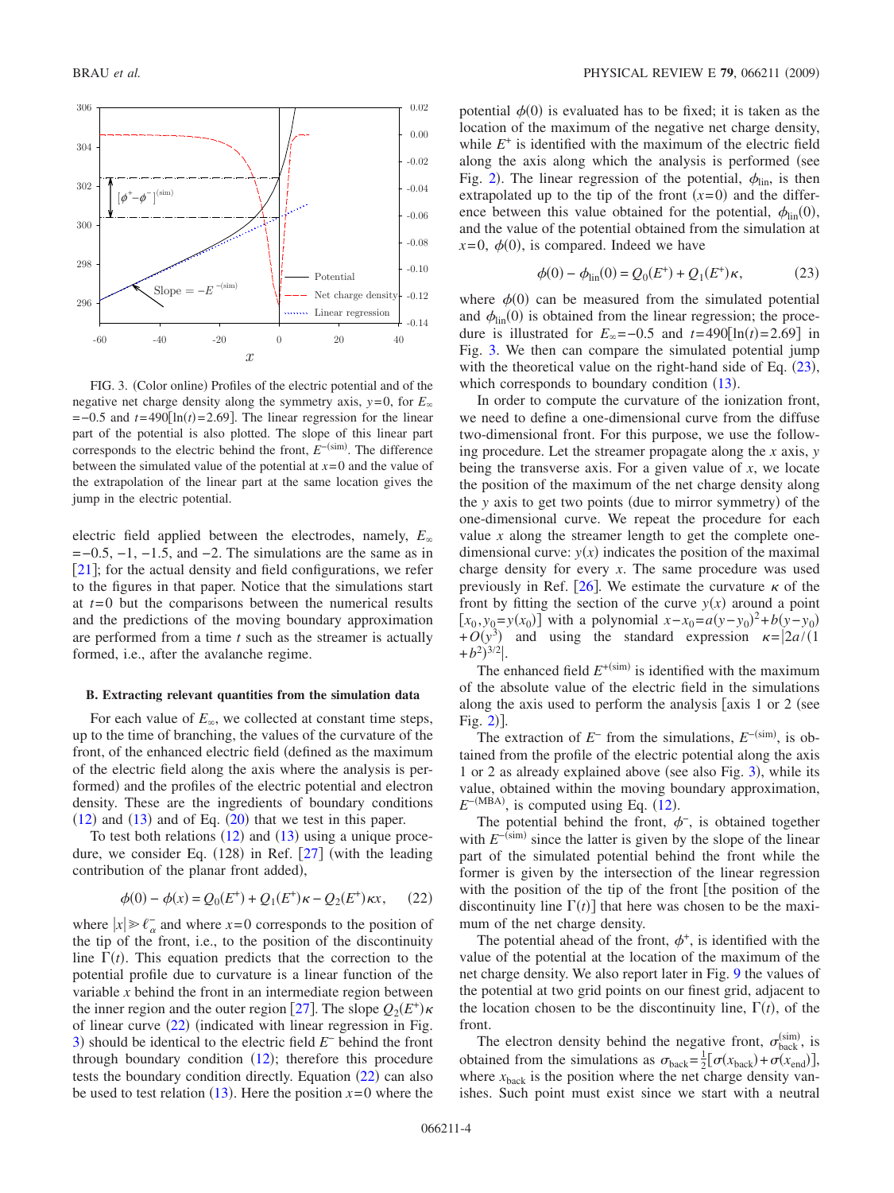FIG. 3. (Color online) Profiles of the electric potential and of the negative net charge density along the symmetry axis, $y=0$, for $E_\infty=-0.5$ and $t=490[\ln(t)=2.69]$. The linear regression for the linear part of the potential is also plotted. The slope of this linear part corresponds to the electric behind the front, $E^{-(\mathrm{sim})}$. The difference between the simulated value of the potential at $x=0$ and the value of the extrapolation of the linear part at the same location gives the jump in the electric potential.

electric field applied between the electrodes, namely, $E_\infty=-0.5$, $-1$, $-1.5$, and $-2$. The simulations are the same as in [21]; for the actual density and field configurations, we refer to the figures in that paper. Notice that the simulations start at $t=0$ but the comparisons between the numerical results and the predictions of the moving boundary approximation are performed from a time $t$ such as the streamer is actually formed, i.e., after the avalanche regime.

### B. Extracting relevant quantities from the simulation data

For each value of $E_\infty$, we collected at constant time steps, up to the time of branching, the values of the curvature of the front, of the enhanced electric field (defined as the maximum of the electric field along the axis where the analysis is performed) and the profiles of the electric potential and electron density. These are the ingredients of boundary conditions (12) and (13) and of Eq. (20) that we test in this paper.

To test both relations (12) and (13) using a unique procedure, we consider Eq. (128) in Ref. [27] (with the leading contribution of the planar front added),

$$\phi(0)-\phi(x)=Q_0(E^+)+Q_1(E^+)\kappa-Q_2(E^+)\kappa x, \qquad (22)$$

where $|x|\gg \ell_\alpha^-$ and where $x=0$ corresponds to the position of the tip of the front, i.e., to the position of the discontinuity line $\Gamma(t)$. This equation predicts that the correction to the potential profile due to curvature is a linear function of the variable $x$ behind the front in an intermediate region between the inner region and the outer region [27]. The slope $Q_2(E^+)\kappa$ of linear curve (22) (indicated with linear regression in Fig. 3) should be identical to the electric field $E^-$ behind the front through boundary condition (12); therefore this procedure tests the boundary condition directly. Equation (22) can also be used to test relation (13). Here the position $x=0$ where the potential $\phi(0)$ is evaluated has to be fixed; it is taken as the location of the maximum of the negative net charge density, while $E^+$ is identified with the maximum of the electric field along the axis along which the analysis is performed (see Fig. 2). The linear regression of the potential, $\phi_{\mathrm{lin}}$, is then extrapolated up to the tip of the front ($x=0$) and the difference between this value obtained for the potential, $\phi_{\mathrm{lin}}(0)$, and the value of the potential obtained from the simulation at $x=0$, $\phi(0)$, is compared. Indeed we have

$$\phi(0)-\phi_{\mathrm{lin}}(0)=Q_0(E^+)+Q_1(E^+)\kappa, \qquad (23)$$

where $\phi(0)$ can be measured from the simulated potential and $\phi_{\mathrm{lin}}(0)$ is obtained from the linear regression; the procedure is illustrated for $E_\infty=-0.5$ and $t=490[\ln(t)=2.69]$ in Fig. 3. We then can compare the simulated potential jump with the theoretical value on the right-hand side of Eq. (23), which corresponds to boundary condition (13).

In order to compute the curvature of the ionization front, we need to define a one-dimensional curve from the diffuse two-dimensional front. For this purpose, we use the following procedure. Let the streamer propagate along the $x$ axis, $y$ being the transverse axis. For a given value of $x$, we locate the position of the maximum of the net charge density along the $y$ axis to get two points (due to mirror symmetry) of the one-dimensional curve. We repeat the procedure for each value $x$ along the streamer length to get the complete one-dimensional curve: $y(x)$ indicates the position of the maximal charge density for every $x$. The same procedure was used previously in Ref. [26]. We estimate the curvature $\kappa$ of the front by fitting the section of the curve $y(x)$ around a point $[x_0,y_0=y(x_0)]$ with a polynomial $x-x_0=a(y-y_0)^2+b(y-y_0)+O(y^3)$ and using the standard expression $\kappa=|2a/(1+b^2)^{3/2}|$.

The enhanced field $E^{+(\mathrm{sim})}$ is identified with the maximum of the absolute value of the electric field in the simulations along the axis used to perform the analysis [axis 1 or 2 (see Fig. 2)].

The extraction of $E^-$ from the simulations, $E^{-(\mathrm{sim})}$, is obtained from the profile of the electric potential along the axis 1 or 2 as already explained above (see also Fig. 3), while its value, obtained within the moving boundary approximation, $E^{-(\mathrm{MBA})}$, is computed using Eq. (12).

The potential behind the front, $\phi^-$, is obtained together with $E^{-(\mathrm{sim})}$ since the latter is given by the slope of the linear part of the simulated potential behind the front while the former is given by the intersection of the linear regression with the position of the tip of the front [the position of the discontinuity line $\Gamma(t)$ that here was chosen to be the maximum of the net charge density].

The potential ahead of the front, $\phi^+$, is identified with the value of the potential at the location of the maximum of the net charge density. We also report later in Fig. 9 the values of the potential at two grid points on our finest grid, adjacent to the location chosen to be the discontinuity line, $\Gamma(t)$, of the front.

The electron density behind the negative front, $\sigma_{\mathrm{back}}^{(\mathrm{sim})}$, is obtained from the simulations as $\sigma_{\mathrm{back}}=\frac{1}{2}[\sigma(x_{\mathrm{back}})+\sigma(x_{\mathrm{end}})]$, where $x_{\mathrm{back}}$ is the position where the net charge density vanishes. Such point must exist since we start with a neutral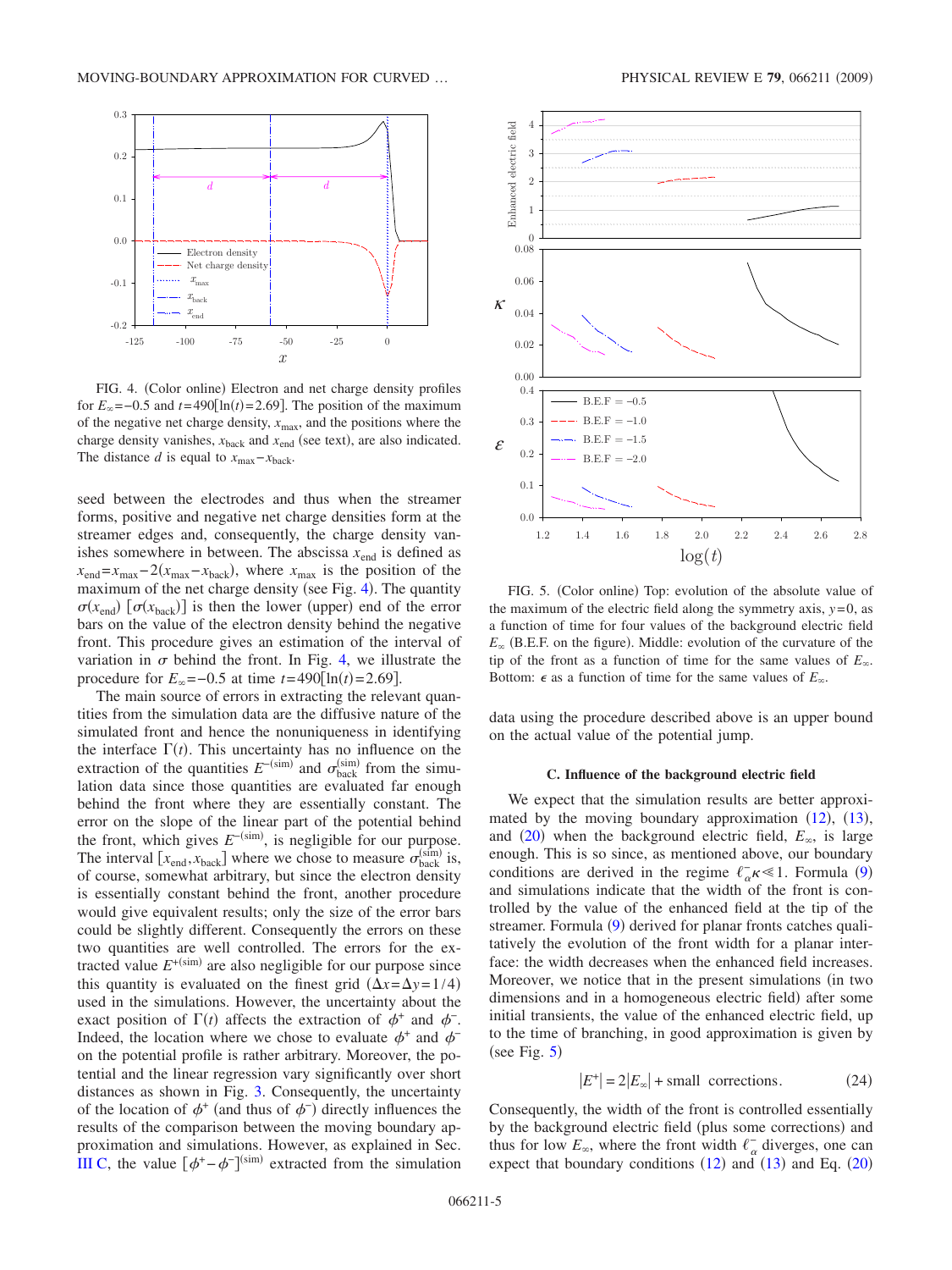FIG. 4. (Color online) Electron and net charge density profiles for $E_\infty=-0.5$ and $t=490[\ln(t)=2.69]$. The position of the maximum of the negative net charge density, $x_{\max}$, and the positions where the charge density vanishes, $x_{\text{back}}$ and $x_{\text{end}}$ (see text), are also indicated. The distance $d$ is equal to $x_{\max}-x_{\text{back}}$.

seed between the electrodes and thus when the streamer forms, positive and negative net charge densities form at the streamer edges and, consequently, the charge density vanishes somewhere in between. The abscissa $x_{\text{end}}$ is defined as $x_{\text{end}}=x_{\max}-2(x_{\max}-x_{\text{back}})$, where $x_{\max}$ is the position of the maximum of the net charge density (see Fig. 4). The quantity $\sigma(x_{\text{end}})$ $[\sigma(x_{\text{back}})]$ is then the lower (upper) end of the error bars on the value of the electron density behind the negative front. This procedure gives an estimation of the interval of variation in $\sigma$ behind the front. In Fig. 4, we illustrate the procedure for $E_\infty=-0.5$ at time $t=490[\ln(t)=2.69]$.

The main source of errors in extracting the relevant quantities from the simulation data are the diffusive nature of the simulated front and hence the nonuniqueness in identifying the interface $\Gamma(t)$. This uncertainty has no influence on the extraction of the quantities $E^{-(\text{sim})}$ and $\sigma_{\text{back}}^{(\text{sim})}$ from the simulation data since those quantities are evaluated far enough behind the front where they are essentially constant. The error on the slope of the linear part of the potential behind the front, which gives $E^{-(\text{sim})}$, is negligible for our purpose. The interval $[x_{\text{end}},x_{\text{back}}]$ where we chose to measure $\sigma_{\text{back}}^{(\text{sim})}$ is, of course, somewhat arbitrary, but since the electron density is essentially constant behind the front, another procedure would give equivalent results; only the size of the error bars could be slightly different. Consequently the errors on these two quantities are well controlled. The errors for the extracted value $E^{+(\text{sim})}$ are also negligible for our purpose since this quantity is evaluated on the finest grid $(\Delta x=\Delta y=1/4)$ used in the simulations. However, the uncertainty about the exact position of $\Gamma(t)$ affects the extraction of $\phi^+$ and $\phi^-$. Indeed, the location where we chose to evaluate $\phi^+$ and $\phi^-$ on the potential profile is rather arbitrary. Moreover, the potential and the linear regression vary significantly over short distances as shown in Fig. 3. Consequently, the uncertainty of the location of $\phi^+$ (and thus of $\phi^-$) directly influences the results of the comparison between the moving boundary approximation and simulations. However, as explained in Sec. III C, the value $[\phi^+-\phi^-]^{(\text{sim})}$ extracted from the simulation data using the procedure described above is an upper bound on the actual value of the potential jump.

FIG. 5. (Color online) Top: evolution of the absolute value of the maximum of the electric field along the symmetry axis, $y=0$, as a function of time for four values of the background electric field $E_\infty$ (B.E.F. on the figure). Middle: evolution of the curvature of the tip of the front as a function of time for the same values of $E_\infty$. Bottom: $\epsilon$ as a function of time for the same values of $E_\infty$.

### C. Influence of the background electric field

We expect that the simulation results are better approximated by the moving boundary approximation (12), (13), and (20) when the background electric field, $E_\infty$, is large enough. This is so since, as mentioned above, our boundary conditions are derived in the regime $\ell_\alpha^-\kappa \ll 1$. Formula (9) and simulations indicate that the width of the front is controlled by the value of the enhanced field at the tip of the streamer. Formula (9) derived for planar fronts catches qualitatively the evolution of the front width for a planar interface: the width decreases when the enhanced field increases. Moreover, we notice that in the present simulations (in two dimensions and in a homogeneous electric field) after some initial transients, the value of the enhanced electric field, up to the time of branching, in good approximation is given by (see Fig. 5)

$$|E^+| = 2|E_\infty| + \text{small corrections}. \tag{24}$$

Consequently, the width of the front is controlled essentially by the background electric field (plus some corrections) and thus for low $E_\infty$, where the front width $\ell_\alpha^-$ diverges, one can expect that boundary conditions (12) and (13) and Eq. (20)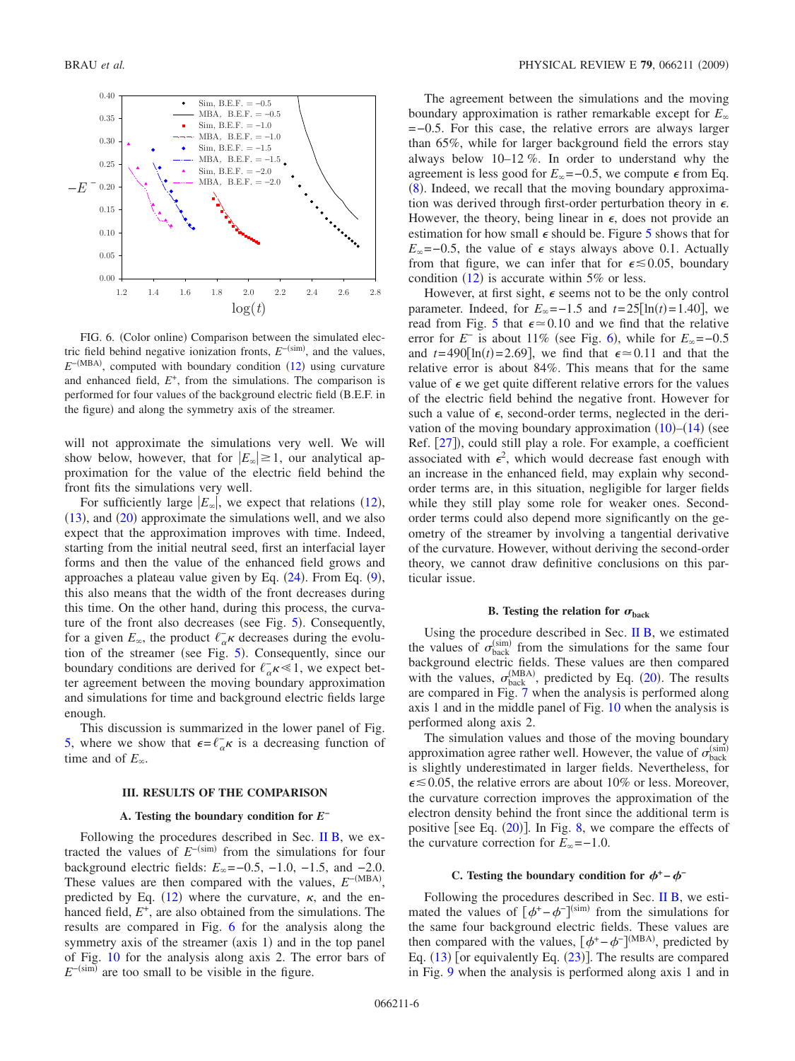FIG. 6. (Color online) Comparison between the simulated electric field behind negative ionization fronts, $E^{-(\text{sim})}$, and the values, $E^{-(\text{MBA})}$, computed with boundary condition (12) using curvature and enhanced field, $E^{+}$, from the simulations. The comparison is performed for four values of the background electric field (B.E.F. in the figure) and along the symmetry axis of the streamer.

will not approximate the simulations very well. We will show below, however, that for $|E_\infty| \gtrsim 1$, our analytical approximation for the value of the electric field behind the front fits the simulations very well.

For sufficiently large $|E_\infty|$, we expect that relations (12), (13), and (20) approximate the simulations well, and we also expect that the approximation improves with time. Indeed, starting from the initial neutral seed, first an interfacial layer forms and then the value of the enhanced field grows and approaches a plateau value given by Eq. (24). From Eq. (9), this also means that the width of the front decreases during this time. On the other hand, during this process, the curvature of the front also decreases (see Fig. 5). Consequently, for a given $E_\infty$, the product $\ell_\alpha^- \kappa$ decreases during the evolution of the streamer (see Fig. 5). Consequently, since our boundary conditions are derived for $\ell_\alpha^- \kappa \ll 1$, we expect better agreement between the moving boundary approximation and simulations for time and background electric fields large enough.

This discussion is summarized in the lower panel of Fig. 5, where we show that $\epsilon = \ell_\alpha^- \kappa$ is a decreasing function of time and of $E_\infty$.

## III. RESULTS OF THE COMPARISON

### A. Testing the boundary condition for $E^-$

Following the procedures described in Sec. II B, we extracted the values of $E^{-(\text{sim})}$ from the simulations for four background electric fields: $E_\infty = -0.5$, $-1.0$, $-1.5$, and $-2.0$. These values are then compared with the values, $E^{-(\text{MBA})}$, predicted by Eq. (12) where the curvature, $\kappa$, and the enhanced field, $E^+$, are also obtained from the simulations. The results are compared in Fig. 6 for the analysis along the symmetry axis of the streamer (axis 1) and in the top panel of Fig. 10 for the analysis along axis 2. The error bars of $E^{-(\text{sim})}$ are too small to be visible in the figure.

The agreement between the simulations and the moving boundary approximation is rather remarkable except for $E_\infty = -0.5$. For this case, the relative errors are always larger than 65%, while for larger background field the errors stay always below 10–12 %. In order to understand why the agreement is less good for $E_\infty = -0.5$, we compute $\epsilon$ from Eq. (8). Indeed, we recall that the moving boundary approximation was derived through first-order perturbation theory in $\epsilon$. However, the theory, being linear in $\epsilon$, does not provide an estimation for how small $\epsilon$ should be. Figure 5 shows that for $E_\infty = -0.5$, the value of $\epsilon$ stays always above 0.1. Actually from that figure, we can infer that for $\epsilon \lesssim 0.05$, boundary condition (12) is accurate within 5% or less.

However, at first sight, $\epsilon$ seems not to be the only control parameter. Indeed, for $E_\infty = -1.5$ and $t = 25[\ln(t) = 1.40]$, we read from Fig. 5 that $\epsilon \simeq 0.10$ and we find that the relative error for $E^-$ is about 11% (see Fig. 6), while for $E_\infty = -0.5$ and $t = 490[\ln(t) = 2.69]$, we find that $\epsilon \simeq 0.11$ and that the relative error is about 84%. This means that for the same value of $\epsilon$ we get quite different relative errors for the values of the electric field behind the negative front. However for such a value of $\epsilon$, second-order terms, neglected in the derivation of the moving boundary approximation (10)–(14) (see Ref. [27]), could still play a role. For example, a coefficient associated with $\epsilon^2$, which would decrease fast enough with an increase in the enhanced field, may explain why second-order terms are, in this situation, negligible for larger fields while they still play some role for weaker ones. Second-order terms could also depend more significantly on the geometry of the streamer by involving a tangential derivative of the curvature. However, without deriving the second-order theory, we cannot draw definitive conclusions on this particular issue.

### B. Testing the relation for $\sigma_{\text{back}}$

Using the procedure described in Sec. II B, we estimated the values of $\sigma_{\text{back}}^{(\text{sim})}$ from the simulations for the same four background electric fields. These values are then compared with the values, $\sigma_{\text{back}}^{(\text{MBA})}$, predicted by Eq. (20). The results are compared in Fig. 7 when the analysis is performed along axis 1 and in the middle panel of Fig. 10 when the analysis is performed along axis 2.

The simulation values and those of the moving boundary approximation agree rather well. However, the value of $\sigma_{\text{back}}^{(\text{sim})}$ is slightly underestimated in larger fields. Nevertheless, for $\epsilon \lesssim 0.05$, the relative errors are about 10% or less. Moreover, the curvature correction improves the approximation of the electron density behind the front since the additional term is positive [see Eq. (20)]. In Fig. 8, we compare the effects of the curvature correction for $E_\infty = -1.0$.

### C. Testing the boundary condition for $\phi^+ - \phi^-$

Following the procedures described in Sec. II B, we estimated the values of $[\phi^+ - \phi^-]^{(\text{sim})}$ from the simulations for the same four background electric fields. These values are then compared with the values, $[\phi^+ - \phi^-]^{(\text{MBA})}$, predicted by Eq. (13) [or equivalently Eq. (23)]. The results are compared in Fig. 9 when the analysis is performed along axis 1 and in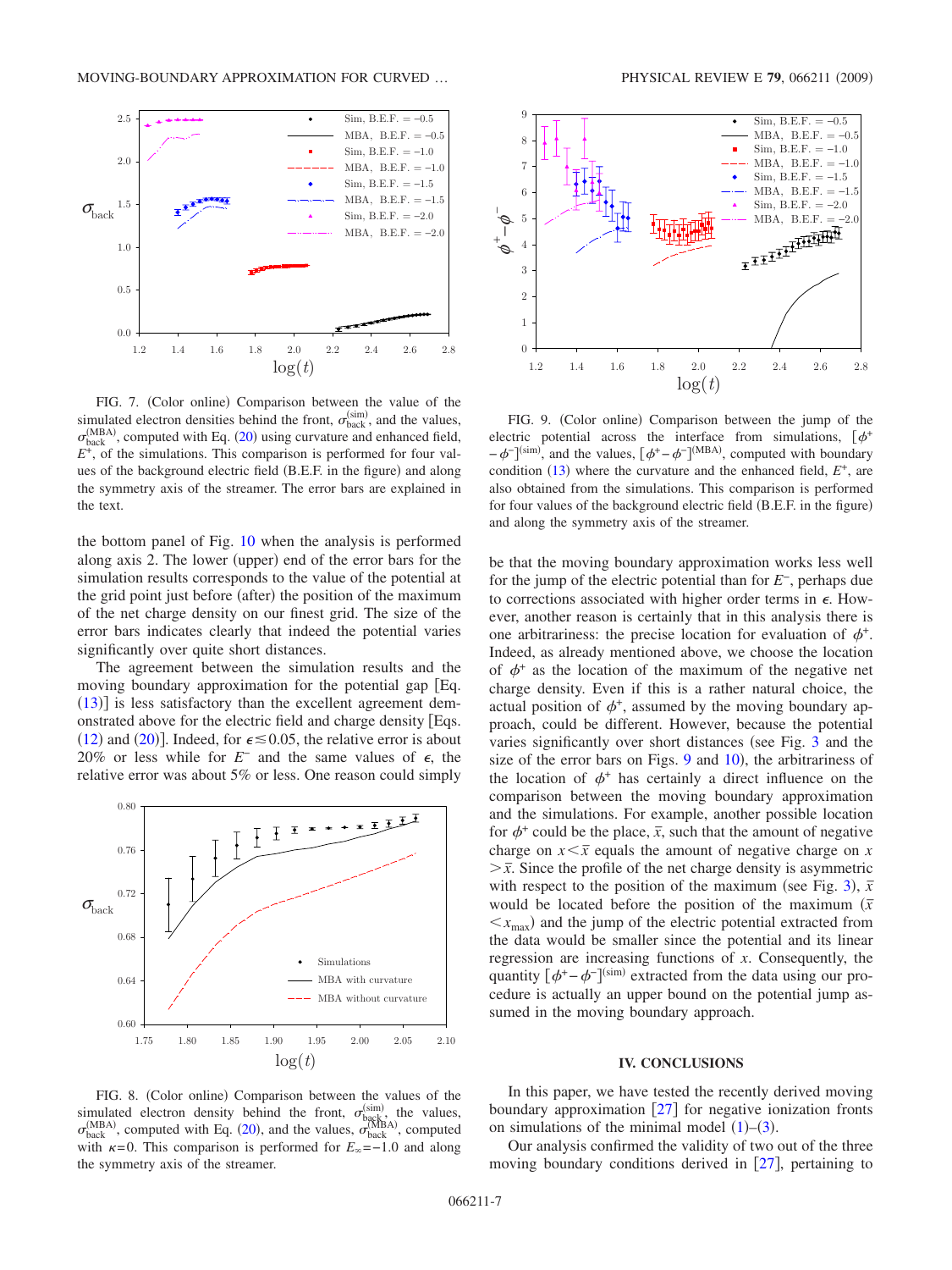FIG. 7. (Color online) Comparison between the value of the simulated electron densities behind the front, $\sigma_{\text{back}}^{(\text{sim})}$, and the values, $\sigma_{\text{back}}^{(\text{MBA})}$, computed with Eq. (20) using curvature and enhanced field, $E^{+}$, of the simulations. This comparison is performed for four values of the background electric field (B.E.F. in the figure) and along the symmetry axis of the streamer. The error bars are explained in the text.

FIG. 8. (Color online) Comparison between the values of the simulated electron density behind the front, $\sigma_{\text{back}}^{(\text{sim})}$, the values, $\sigma_{\text{back}}^{(\text{MBA})}$, computed with Eq. (20), and the values, $\sigma_{\text{back}}^{(\text{MBA})}$, computed with $\kappa=0$. This comparison is performed for $E_{\infty}=-1.0$ and along the symmetry axis of the streamer.

FIG. 9. (Color online) Comparison between the jump of the electric potential across the interface from simulations, $[\phi^{+}-\phi^{-}]^{(\text{sim})}$, and the values, $[\phi^{+}-\phi^{-}]^{(\text{MBA})}$, computed with boundary condition (13) where the curvature and the enhanced field, $E^{+}$, are also obtained from the simulations. This comparison is performed for four values of the background electric field (B.E.F. in the figure) and along the symmetry axis of the streamer.

the bottom panel of Fig. 10 when the analysis is performed along axis 2. The lower (upper) end of the error bars for the simulation results corresponds to the value of the potential at the grid point just before (after) the position of the maximum of the net charge density on our finest grid. The size of the error bars indicates clearly that indeed the potential varies significantly over quite short distances.

The agreement between the simulation results and the moving boundary approximation for the potential gap [Eq. (13)] is less satisfactory than the excellent agreement demonstrated above for the electric field and charge density [Eqs. (12) and (20)]. Indeed, for $\epsilon \lesssim 0.05$, the relative error is about 20% or less while for $E^{-}$ and the same values of $\epsilon$, the relative error was about 5% or less. One reason could simply be that the moving boundary approximation works less well for the jump of the electric potential than for $E^{-}$, perhaps due to corrections associated with higher order terms in $\epsilon$. However, another reason is certainly that in this analysis there is one arbitrariness: the precise location for evaluation of $\phi^{+}$. Indeed, as already mentioned above, we choose the location of $\phi^{+}$ as the location of the maximum of the negative net charge density. Even if this is a rather natural choice, the actual position of $\phi^{+}$, assumed by the moving boundary approach, could be different. However, because the potential varies significantly over short distances (see Fig. 3 and the size of the error bars on Figs. 9 and 10), the arbitrariness of the location of $\phi^{+}$ has certainly a direct influence on the comparison between the moving boundary approximation and the simulations. For example, another possible location for $\phi^{+}$ could be the place, $\bar{x}$, such that the amount of negative charge on $x<\bar{x}$ equals the amount of negative charge on $x>\bar{x}$. Since the profile of the net charge density is asymmetric with respect to the position of the maximum (see Fig. 3), $\bar{x}$ would be located before the position of the maximum ($\bar{x}<x_{\text{max}}$) and the jump of the electric potential extracted from the data would be smaller since the potential and its linear regression are increasing functions of $x$. Consequently, the quantity $[\phi^{+}-\phi^{-}]^{(\text{sim})}$ extracted from the data using our procedure is actually an upper bound on the potential jump assumed in the moving boundary approach.

## IV. CONCLUSIONS

In this paper, we have tested the recently derived moving boundary approximation [27] for negative ionization fronts on simulations of the minimal model (1)–(3).

Our analysis confirmed the validity of two out of the three moving boundary conditions derived in [27], pertaining to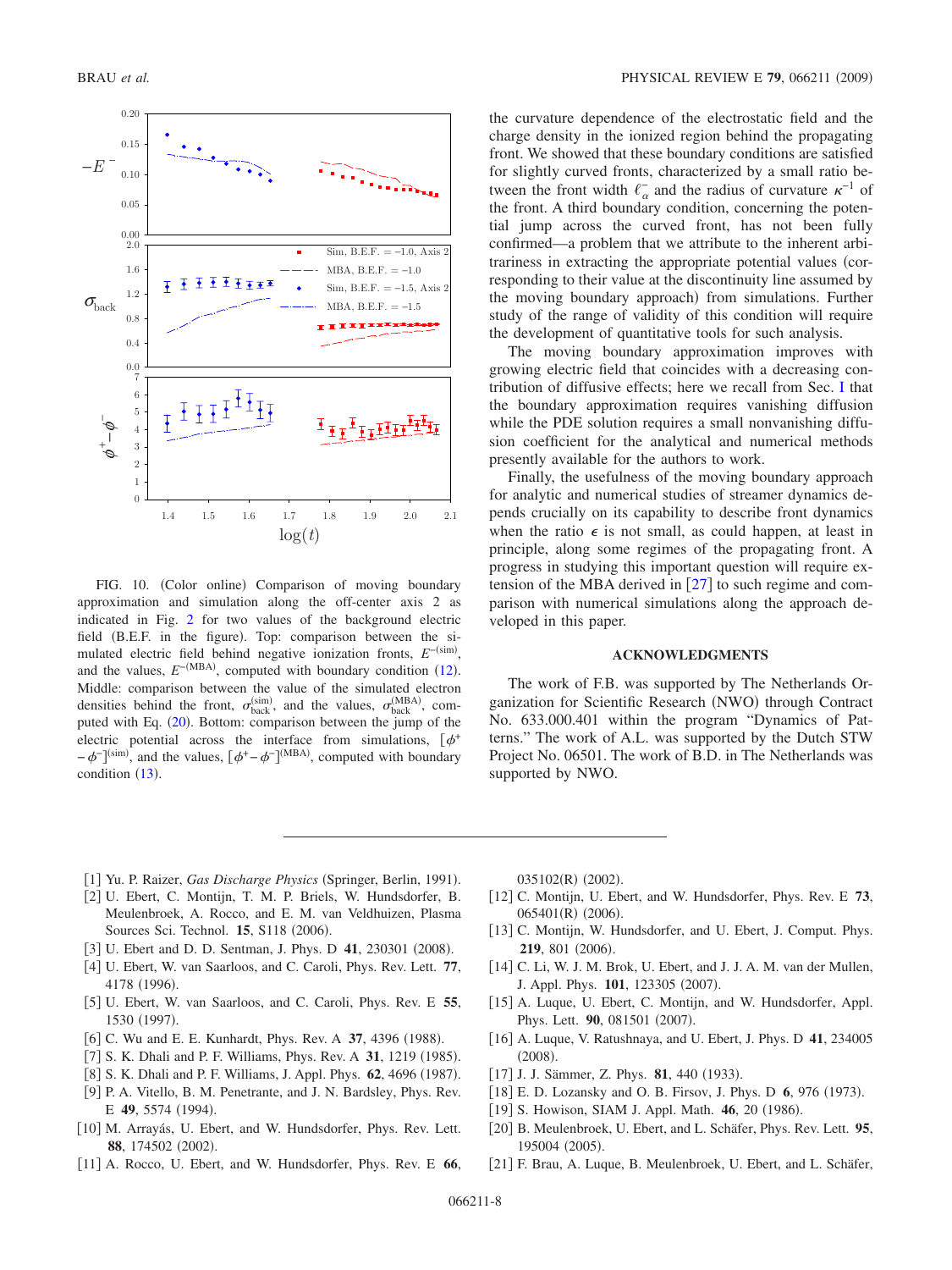FIG. 10. (Color online) Comparison of moving boundary approximation and simulation along the off-center axis 2 as indicated in Fig. 2 for two values of the background electric field (B.E.F. in the figure). Top: comparison between the simulated electric field behind negative ionization fronts, $E^{-(\mathrm{sim})}$, and the values, $E^{-(\mathrm{MBA})}$, computed with boundary condition (12). Middle: comparison between the value of the simulated electron densities behind the front, $\sigma_{\mathrm{back}}^{(\mathrm{sim})}$, and the values, $\sigma_{\mathrm{back}}^{(\mathrm{MBA})}$, computed with Eq. (20). Bottom: comparison between the jump of the electric potential across the interface from simulations, $[\phi^+ - \phi^-]^{(\mathrm{sim})}$, and the values, $[\phi^+ - \phi^-]^{(\mathrm{MBA})}$, computed with boundary condition (13).

the curvature dependence of the electrostatic field and the charge density in the ionized region behind the propagating front. We showed that these boundary conditions are satisfied for slightly curved fronts, characterized by a small ratio between the front width $\ell_\alpha^-$ and the radius of curvature $\kappa^{-1}$ of the front. A third boundary condition, concerning the potential jump across the curved front, has not been fully confirmed—a problem that we attribute to the inherent arbitrariness in extracting the appropriate potential values (corresponding to their value at the discontinuity line assumed by the moving boundary approach) from simulations. Further study of the range of validity of this condition will require the development of quantitative tools for such analysis.

The moving boundary approximation improves with growing electric field that coincides with a decreasing contribution of diffusive effects; here we recall from Sec. I that the boundary approximation requires vanishing diffusion while the PDE solution requires a small nonvanishing diffusion coefficient for the analytical and numerical methods presently available for the authors to work.

Finally, the usefulness of the moving boundary approach for analytic and numerical studies of streamer dynamics depends crucially on its capability to describe front dynamics when the ratio $\epsilon$ is not small, as could happen, at least in principle, along some regimes of the propagating front. A progress in studying this important question will require extension of the MBA derived in [27] to such regime and comparison with numerical simulations along the approach developed in this paper.

## ACKNOWLEDGMENTS

The work of F.B. was supported by The Netherlands Organization for Scientific Research (NWO) through Contract No. 633.000.401 within the program "Dynamics of Patterns." The work of A.L. was supported by the Dutch STW Project No. 06501. The work of B.D. in The Netherlands was supported by NWO.

---

[1] Yu. P. Raizer, *Gas Discharge Physics* (Springer, Berlin, 1991).
[2] U. Ebert, C. Montijn, T. M. P. Briels, W. Hundsdorfer, B. Meulenbroek, A. Rocco, and E. M. van Veldhuizen, Plasma Sources Sci. Technol. **15**, S118 (2006).
[3] U. Ebert and D. D. Sentman, J. Phys. D **41**, 230301 (2008).
[4] U. Ebert, W. van Saarloos, and C. Caroli, Phys. Rev. Lett. **77**, 4178 (1996).
[5] U. Ebert, W. van Saarloos, and C. Caroli, Phys. Rev. E **55**, 1530 (1997).
[6] C. Wu and E. E. Kunhardt, Phys. Rev. A **37**, 4396 (1988).
[7] S. K. Dhali and P. F. Williams, Phys. Rev. A **31**, 1219 (1985).
[8] S. K. Dhali and P. F. Williams, J. Appl. Phys. **62**, 4696 (1987).
[9] P. A. Vitello, B. M. Penetrante, and J. N. Bardsley, Phys. Rev. E **49**, 5574 (1994).
[10] M. Arrayás, U. Ebert, and W. Hundsdorfer, Phys. Rev. Lett. **88**, 174502 (2002).
[11] A. Rocco, U. Ebert, and W. Hundsdorfer, Phys. Rev. E **66**, 035102(R) (2002).
[12] C. Montijn, U. Ebert, and W. Hundsdorfer, Phys. Rev. E **73**, 065401(R) (2006).
[13] C. Montijn, W. Hundsdorfer, and U. Ebert, J. Comput. Phys. **219**, 801 (2006).
[14] C. Li, W. J. M. Brok, U. Ebert, and J. J. A. M. van der Mullen, J. Appl. Phys. **101**, 123305 (2007).
[15] A. Luque, U. Ebert, C. Montijn, and W. Hundsdorfer, Appl. Phys. Lett. **90**, 081501 (2007).
[16] A. Luque, V. Ratushnaya, and U. Ebert, J. Phys. D **41**, 234005 (2008).
[17] J. J. Sämmer, Z. Phys. **81**, 440 (1933).
[18] E. D. Lozansky and O. B. Firsov, J. Phys. D **6**, 976 (1973).
[19] S. Howison, SIAM J. Appl. Math. **46**, 20 (1986).
[20] B. Meulenbroek, U. Ebert, and L. Schäfer, Phys. Rev. Lett. **95**, 195004 (2005).
[21] F. Brau, A. Luque, B. Meulenbroek, U. Ebert, and L. Schäfer,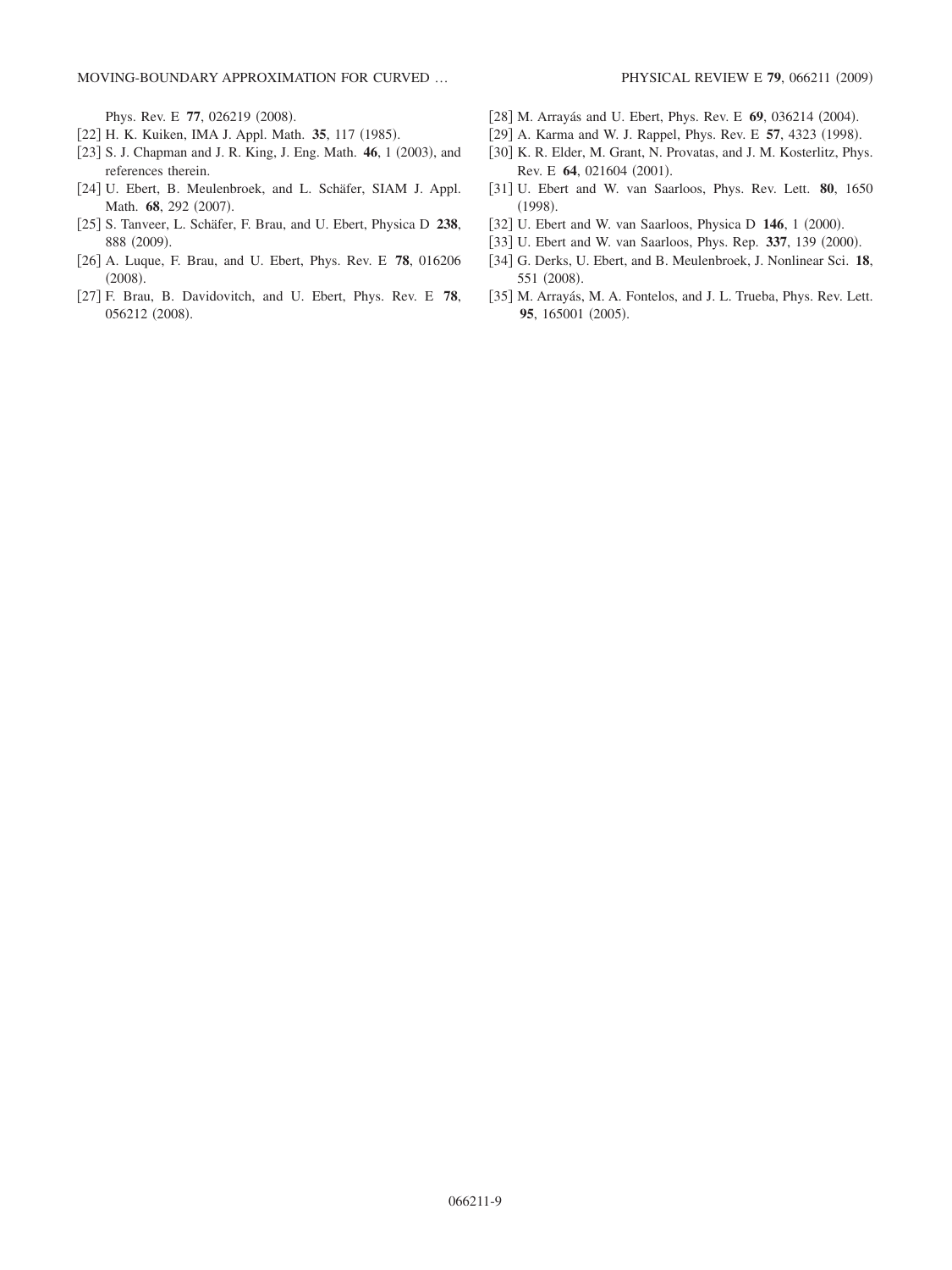Phys. Rev. E **77**, 026219 (2008).

[22] H. K. Kuiken, IMA J. Appl. Math. **35**, 117 (1985).

[23] S. J. Chapman and J. R. King, J. Eng. Math. **46**, 1 (2003), and references therein.

[24] U. Ebert, B. Meulenbroek, and L. Schäfer, SIAM J. Appl. Math. **68**, 292 (2007).

[25] S. Tanveer, L. Schäfer, F. Brau, and U. Ebert, Physica D **238**, 888 (2009).

[26] A. Luque, F. Brau, and U. Ebert, Phys. Rev. E **78**, 016206 (2008).

[27] F. Brau, B. Davidovitch, and U. Ebert, Phys. Rev. E **78**, 056212 (2008).

[28] M. Arrayás and U. Ebert, Phys. Rev. E **69**, 036214 (2004).

[29] A. Karma and W. J. Rappel, Phys. Rev. E **57**, 4323 (1998).

[30] K. R. Elder, M. Grant, N. Provatas, and J. M. Kosterlitz, Phys. Rev. E **64**, 021604 (2001).

[31] U. Ebert and W. van Saarloos, Phys. Rev. Lett. **80**, 1650 (1998).

[32] U. Ebert and W. van Saarloos, Physica D **146**, 1 (2000).

[33] U. Ebert and W. van Saarloos, Phys. Rep. **337**, 139 (2000).

[34] G. Derks, U. Ebert, and B. Meulenbroek, J. Nonlinear Sci. **18**, 551 (2008).

[35] M. Arrayás, M. A. Fontelos, and J. L. Trueba, Phys. Rev. Lett. **95**, 165001 (2005).